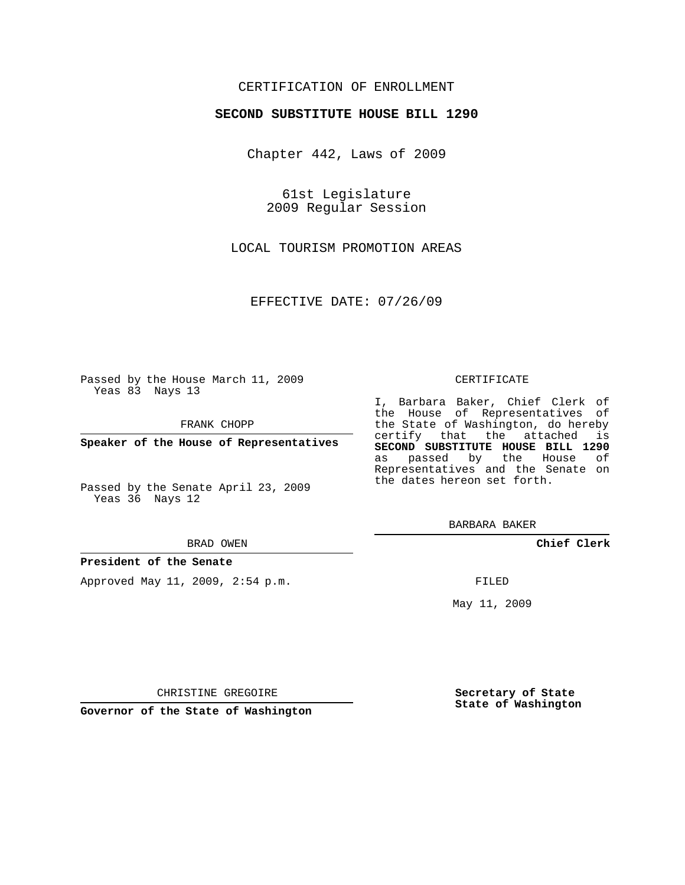CERTIFICATION OF ENROLLMENT

**SECOND SUBSTITUTE HOUSE BILL 1290**

Chapter 442, Laws of 2009

61st Legislature
2009 Regular Session

LOCAL TOURISM PROMOTION AREAS

EFFECTIVE DATE: 07/26/09

Passed by the House March 11, 2009
Yeas 83 Nays 13

FRANK CHOPP

**Speaker of the House of Representatives**

Passed by the Senate April 23, 2009
Yeas 36 Nays 12

BRAD OWEN

**President of the Senate**

Approved May 11, 2009, 2:54 p.m.

CHRISTINE GREGOIRE

**Governor of the State of Washington**

CERTIFICATE

I, Barbara Baker, Chief Clerk of the House of Representatives of the State of Washington, do hereby certify that the attached is **SECOND SUBSTITUTE HOUSE BILL 1290** as passed by the House of Representatives and the Senate on the dates hereon set forth.

BARBARA BAKER

**Chief Clerk**

FILED

May 11, 2009

**Secretary of State**
**State of Washington**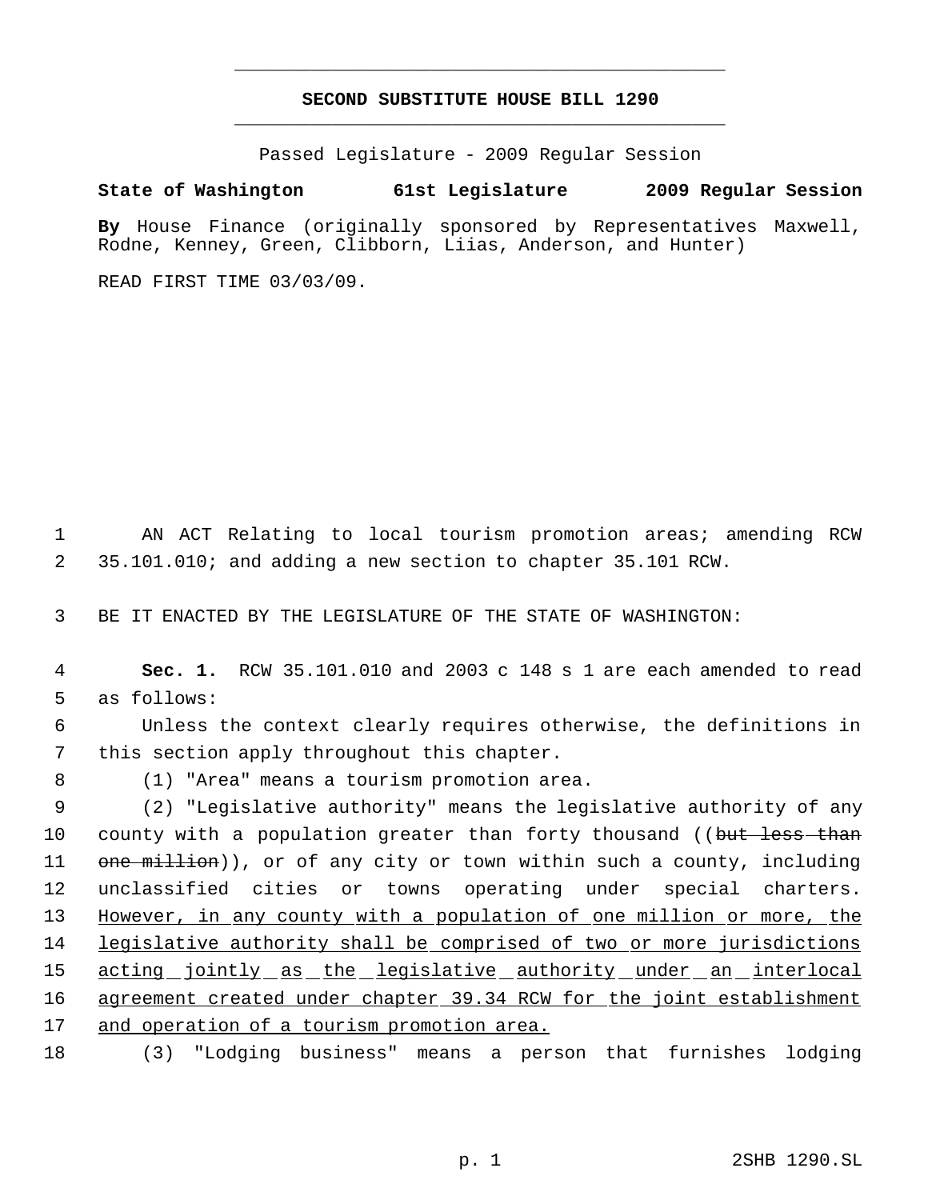# SECOND SUBSTITUTE HOUSE BILL 1290

Passed Legislature - 2009 Regular Session

**State of Washington 61st Legislature 2009 Regular Session**

**By** House Finance (originally sponsored by Representatives Maxwell, Rodne, Kenney, Green, Clibborn, Liias, Anderson, and Hunter)

READ FIRST TIME 03/03/09.

AN ACT Relating to local tourism promotion areas; amending RCW 35.101.010; and adding a new section to chapter 35.101 RCW.

BE IT ENACTED BY THE LEGISLATURE OF THE STATE OF WASHINGTON:

**Sec. 1.** RCW 35.101.010 and 2003 c 148 s 1 are each amended to read as follows:

Unless the context clearly requires otherwise, the definitions in this section apply throughout this chapter.

(1) "Area" means a tourism promotion area.

(2) "Legislative authority" means the legislative authority of any county with a population greater than forty thousand ((~~but less than one million~~)), or of any city or town within such a county, including unclassified cities or towns operating under special charters. <u>However, in any county with a population of one million or more, the legislative authority shall be comprised of two or more jurisdictions acting jointly as the legislative authority under an interlocal agreement created under chapter 39.34 RCW for the joint establishment and operation of a tourism promotion area.</u>

(3) "Lodging business" means a person that furnishes lodging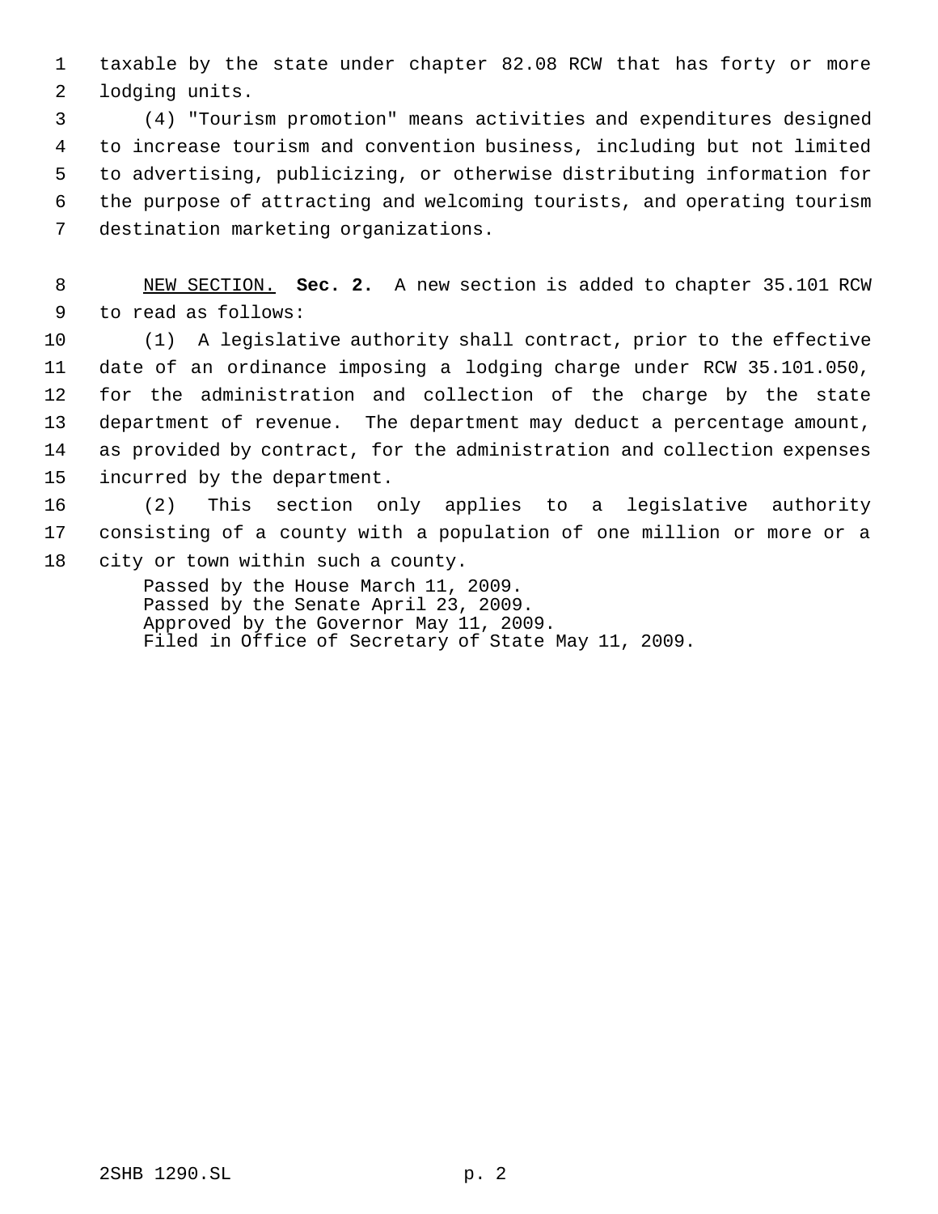taxable by the state under chapter 82.08 RCW that has forty or more lodging units.

(4) "Tourism promotion" means activities and expenditures designed to increase tourism and convention business, including but not limited to advertising, publicizing, or otherwise distributing information for the purpose of attracting and welcoming tourists, and operating tourism destination marketing organizations.

NEW SECTION. **Sec. 2.** A new section is added to chapter 35.101 RCW to read as follows:

(1) A legislative authority shall contract, prior to the effective date of an ordinance imposing a lodging charge under RCW 35.101.050, for the administration and collection of the charge by the state department of revenue. The department may deduct a percentage amount, as provided by contract, for the administration and collection expenses incurred by the department.

(2) This section only applies to a legislative authority consisting of a county with a population of one million or more or a city or town within such a county.

Passed by the House March 11, 2009.
Passed by the Senate April 23, 2009.
Approved by the Governor May 11, 2009.
Filed in Office of Secretary of State May 11, 2009.